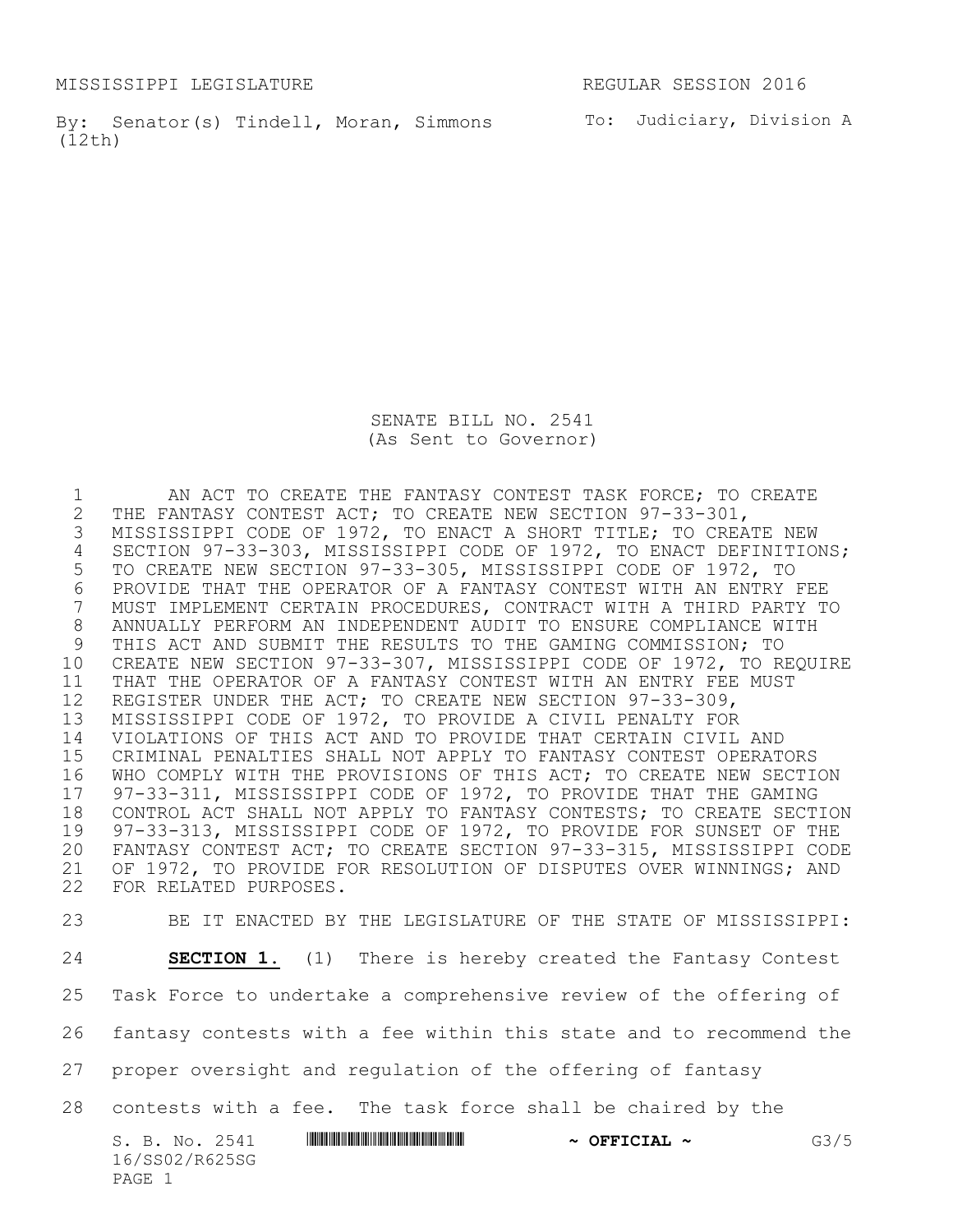MISSISSIPPI LEGISLATURE REGULAR SESSION 2016

By: Senator(s) Tindell, Moran, Simmons (12th)

To: Judiciary, Division A

# SENATE BILL NO. 2541
(As Sent to Governor)

AN ACT TO CREATE THE FANTASY CONTEST TASK FORCE; TO CREATE THE FANTASY CONTEST ACT; TO CREATE NEW SECTION 97-33-301, MISSISSIPPI CODE OF 1972, TO ENACT A SHORT TITLE; TO CREATE NEW SECTION 97-33-303, MISSISSIPPI CODE OF 1972, TO ENACT DEFINITIONS; TO CREATE NEW SECTION 97-33-305, MISSISSIPPI CODE OF 1972, TO PROVIDE THAT THE OPERATOR OF A FANTASY CONTEST WITH AN ENTRY FEE MUST IMPLEMENT CERTAIN PROCEDURES, CONTRACT WITH A THIRD PARTY TO ANNUALLY PERFORM AN INDEPENDENT AUDIT TO ENSURE COMPLIANCE WITH THIS ACT AND SUBMIT THE RESULTS TO THE GAMING COMMISSION; TO CREATE NEW SECTION 97-33-307, MISSISSIPPI CODE OF 1972, TO REQUIRE THAT THE OPERATOR OF A FANTASY CONTEST WITH AN ENTRY FEE MUST REGISTER UNDER THE ACT; TO CREATE NEW SECTION 97-33-309, MISSISSIPPI CODE OF 1972, TO PROVIDE A CIVIL PENALTY FOR VIOLATIONS OF THIS ACT AND TO PROVIDE THAT CERTAIN CIVIL AND CRIMINAL PENALTIES SHALL NOT APPLY TO FANTASY CONTEST OPERATORS WHO COMPLY WITH THE PROVISIONS OF THIS ACT; TO CREATE NEW SECTION 97-33-311, MISSISSIPPI CODE OF 1972, TO PROVIDE THAT THE GAMING CONTROL ACT SHALL NOT APPLY TO FANTASY CONTESTS; TO CREATE SECTION 97-33-313, MISSISSIPPI CODE OF 1972, TO PROVIDE FOR SUNSET OF THE FANTASY CONTEST ACT; TO CREATE SECTION 97-33-315, MISSISSIPPI CODE OF 1972, TO PROVIDE FOR RESOLUTION OF DISPUTES OVER WINNINGS; AND FOR RELATED PURPOSES.

BE IT ENACTED BY THE LEGISLATURE OF THE STATE OF MISSISSIPPI:

**SECTION 1.** (1) There is hereby created the Fantasy Contest Task Force to undertake a comprehensive review of the offering of fantasy contests with a fee within this state and to recommend the proper oversight and regulation of the offering of fantasy contests with a fee. The task force shall be chaired by the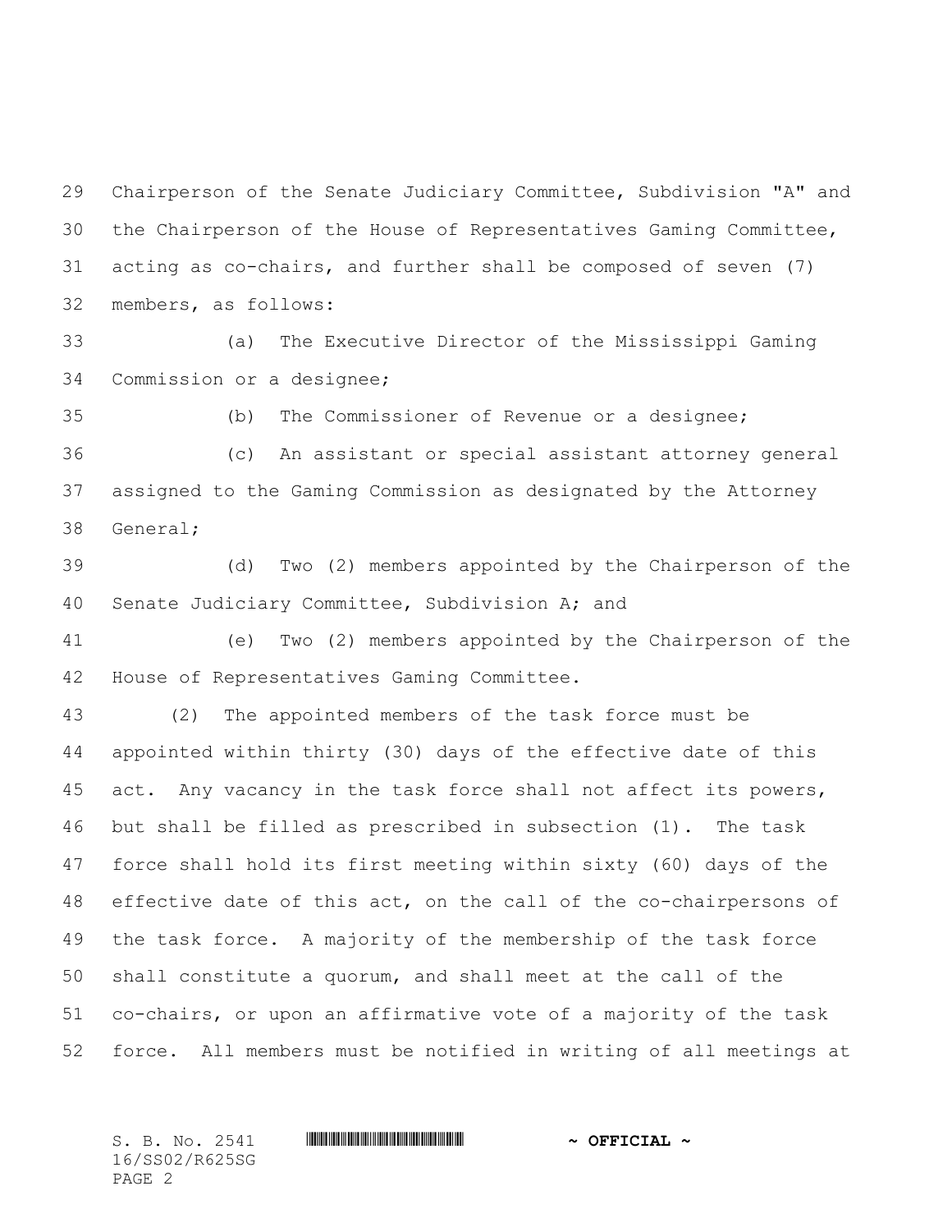Chairperson of the Senate Judiciary Committee, Subdivision "A" and the Chairperson of the House of Representatives Gaming Committee, acting as co-chairs, and further shall be composed of seven (7) members, as follows:

(a) The Executive Director of the Mississippi Gaming Commission or a designee;

(b) The Commissioner of Revenue or a designee;

(c) An assistant or special assistant attorney general assigned to the Gaming Commission as designated by the Attorney General;

(d) Two (2) members appointed by the Chairperson of the Senate Judiciary Committee, Subdivision A; and

(e) Two (2) members appointed by the Chairperson of the House of Representatives Gaming Committee.

(2) The appointed members of the task force must be appointed within thirty (30) days of the effective date of this act. Any vacancy in the task force shall not affect its powers, but shall be filled as prescribed in subsection (1). The task force shall hold its first meeting within sixty (60) days of the effective date of this act, on the call of the co-chairpersons of the task force. A majority of the membership of the task force shall constitute a quorum, and shall meet at the call of the co-chairs, or upon an affirmative vote of a majority of the task force. All members must be notified in writing of all meetings at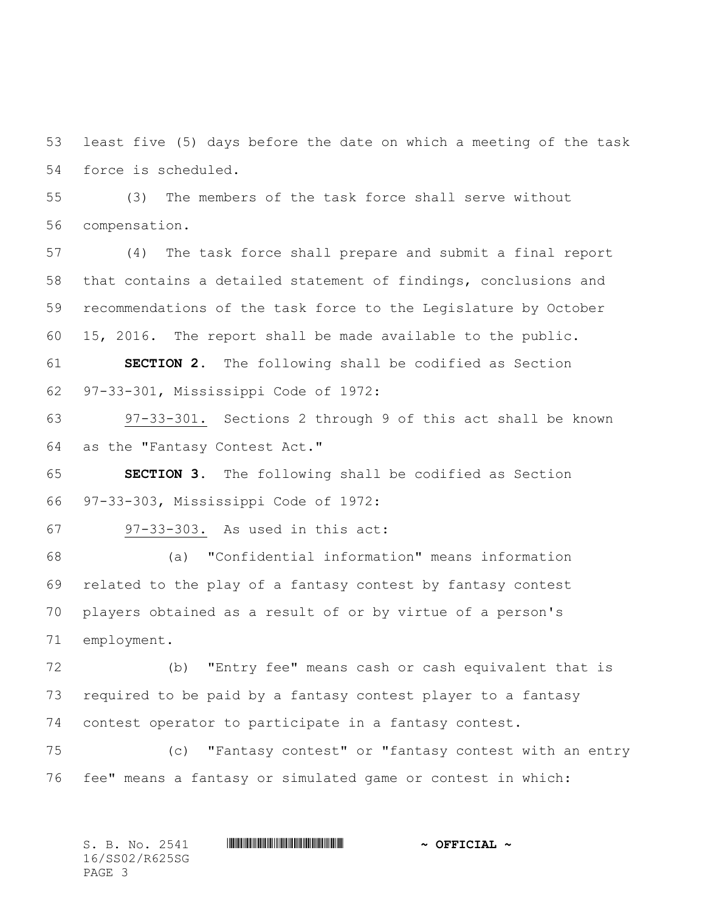least five (5) days before the date on which a meeting of the task force is scheduled.

(3) The members of the task force shall serve without compensation.

(4) The task force shall prepare and submit a final report that contains a detailed statement of findings, conclusions and recommendations of the task force to the Legislature by October 15, 2016. The report shall be made available to the public.

**SECTION 2.** The following shall be codified as Section 97-33-301, Mississippi Code of 1972:

97-33-301. Sections 2 through 9 of this act shall be known as the "Fantasy Contest Act."

**SECTION 3.** The following shall be codified as Section 97-33-303, Mississippi Code of 1972:

97-33-303. As used in this act:

(a) "Confidential information" means information related to the play of a fantasy contest by fantasy contest players obtained as a result of or by virtue of a person's employment.

(b) "Entry fee" means cash or cash equivalent that is required to be paid by a fantasy contest player to a fantasy contest operator to participate in a fantasy contest.

(c) "Fantasy contest" or "fantasy contest with an entry fee" means a fantasy or simulated game or contest in which: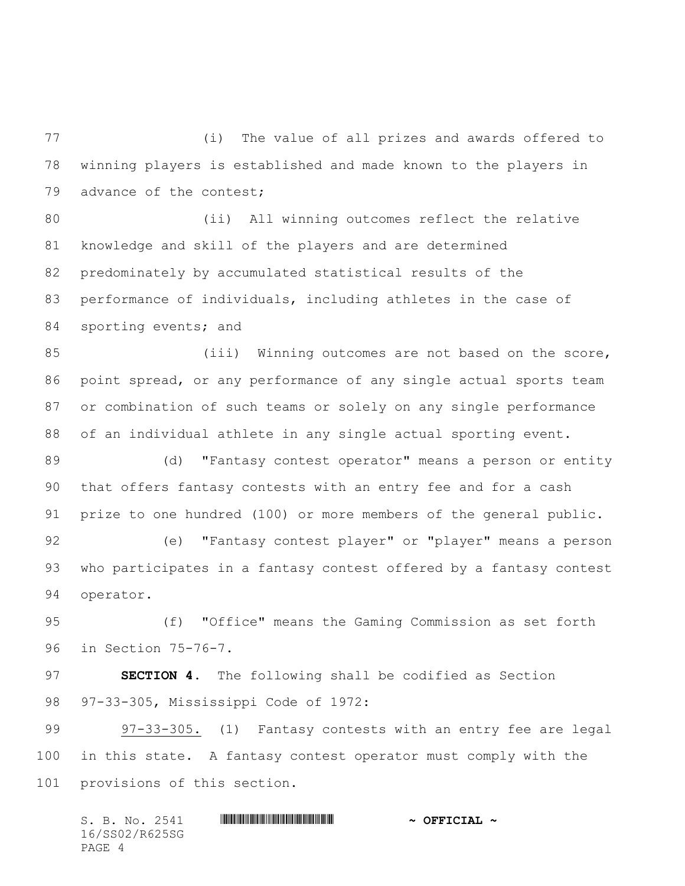(i) The value of all prizes and awards offered to winning players is established and made known to the players in advance of the contest;

(ii) All winning outcomes reflect the relative knowledge and skill of the players and are determined predominately by accumulated statistical results of the performance of individuals, including athletes in the case of sporting events; and

(iii) Winning outcomes are not based on the score, point spread, or any performance of any single actual sports team or combination of such teams or solely on any single performance of an individual athlete in any single actual sporting event.

(d) "Fantasy contest operator" means a person or entity that offers fantasy contests with an entry fee and for a cash prize to one hundred (100) or more members of the general public.

(e) "Fantasy contest player" or "player" means a person who participates in a fantasy contest offered by a fantasy contest operator.

(f) "Office" means the Gaming Commission as set forth in Section 75-76-7.

**SECTION 4.** The following shall be codified as Section 97-33-305, Mississippi Code of 1972:

97-33-305. (1) Fantasy contests with an entry fee are legal in this state. A fantasy contest operator must comply with the provisions of this section.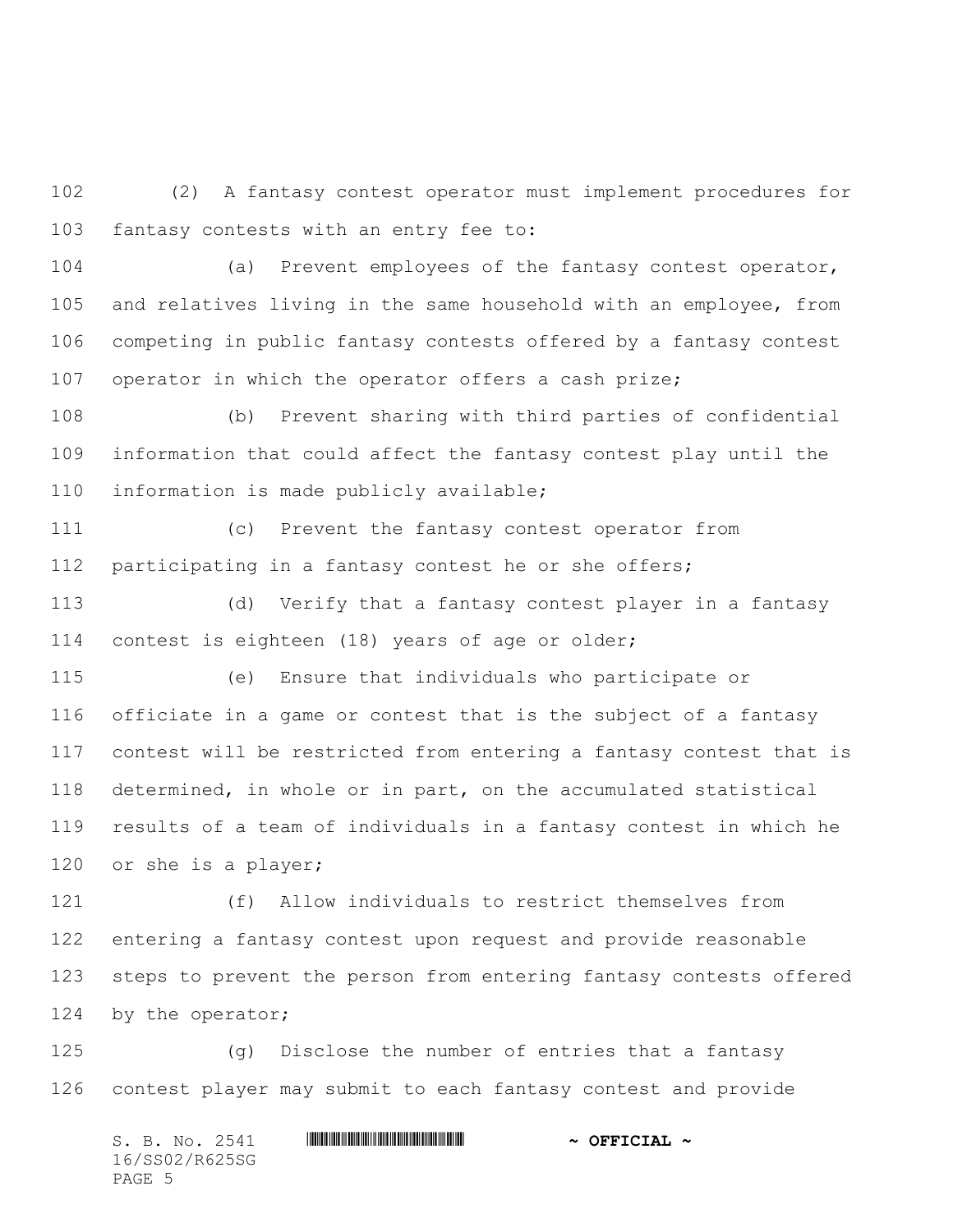(2) A fantasy contest operator must implement procedures for fantasy contests with an entry fee to:

(a) Prevent employees of the fantasy contest operator, and relatives living in the same household with an employee, from competing in public fantasy contests offered by a fantasy contest operator in which the operator offers a cash prize;

(b) Prevent sharing with third parties of confidential information that could affect the fantasy contest play until the information is made publicly available;

(c) Prevent the fantasy contest operator from participating in a fantasy contest he or she offers;

(d) Verify that a fantasy contest player in a fantasy contest is eighteen (18) years of age or older;

(e) Ensure that individuals who participate or officiate in a game or contest that is the subject of a fantasy contest will be restricted from entering a fantasy contest that is determined, in whole or in part, on the accumulated statistical results of a team of individuals in a fantasy contest in which he or she is a player;

(f) Allow individuals to restrict themselves from entering a fantasy contest upon request and provide reasonable steps to prevent the person from entering fantasy contests offered by the operator;

(g) Disclose the number of entries that a fantasy contest player may submit to each fantasy contest and provide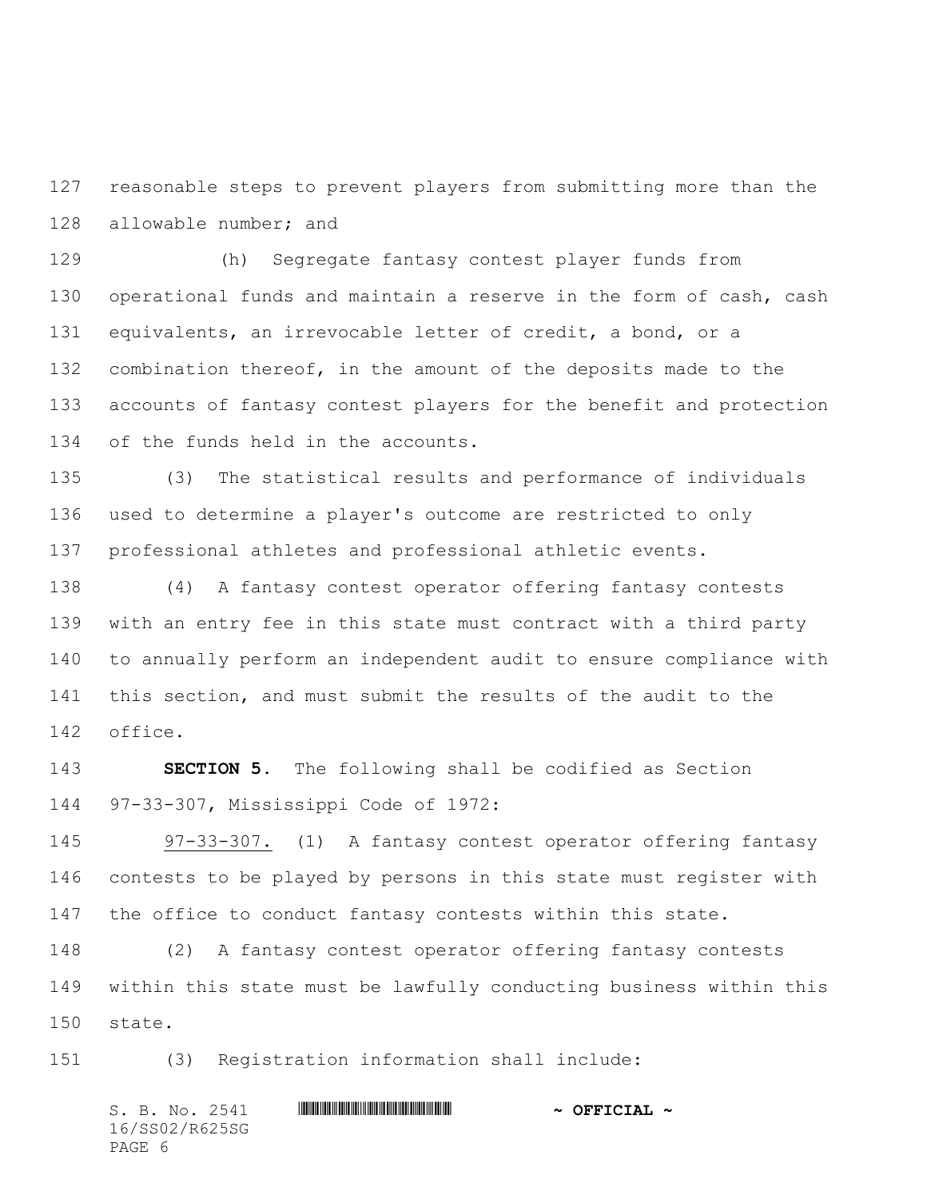reasonable steps to prevent players from submitting more than the allowable number; and

(h) Segregate fantasy contest player funds from operational funds and maintain a reserve in the form of cash, cash equivalents, an irrevocable letter of credit, a bond, or a combination thereof, in the amount of the deposits made to the accounts of fantasy contest players for the benefit and protection of the funds held in the accounts.

(3) The statistical results and performance of individuals used to determine a player's outcome are restricted to only professional athletes and professional athletic events.

(4) A fantasy contest operator offering fantasy contests with an entry fee in this state must contract with a third party to annually perform an independent audit to ensure compliance with this section, and must submit the results of the audit to the office.

**SECTION 5.** The following shall be codified as Section 97-33-307, Mississippi Code of 1972:

97-33-307. (1) A fantasy contest operator offering fantasy contests to be played by persons in this state must register with the office to conduct fantasy contests within this state.

(2) A fantasy contest operator offering fantasy contests within this state must be lawfully conducting business within this state.

(3) Registration information shall include: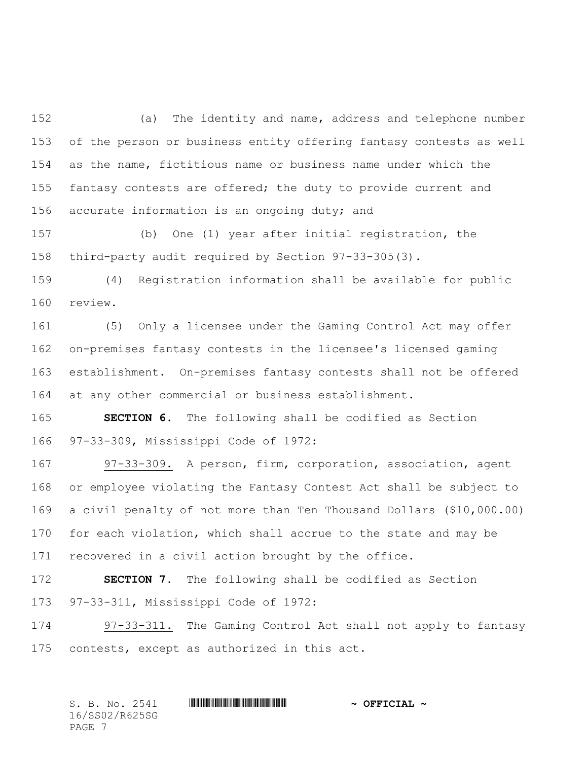(a) The identity and name, address and telephone number of the person or business entity offering fantasy contests as well as the name, fictitious name or business name under which the fantasy contests are offered; the duty to provide current and accurate information is an ongoing duty; and

(b) One (1) year after initial registration, the third-party audit required by Section 97-33-305(3).

(4) Registration information shall be available for public review.

(5) Only a licensee under the Gaming Control Act may offer on-premises fantasy contests in the licensee's licensed gaming establishment. On-premises fantasy contests shall not be offered at any other commercial or business establishment.

**SECTION 6.** The following shall be codified as Section 97-33-309, Mississippi Code of 1972:

97-33-309. A person, firm, corporation, association, agent or employee violating the Fantasy Contest Act shall be subject to a civil penalty of not more than Ten Thousand Dollars ($10,000.00) for each violation, which shall accrue to the state and may be recovered in a civil action brought by the office.

**SECTION 7.** The following shall be codified as Section 97-33-311, Mississippi Code of 1972:

97-33-311. The Gaming Control Act shall not apply to fantasy contests, except as authorized in this act.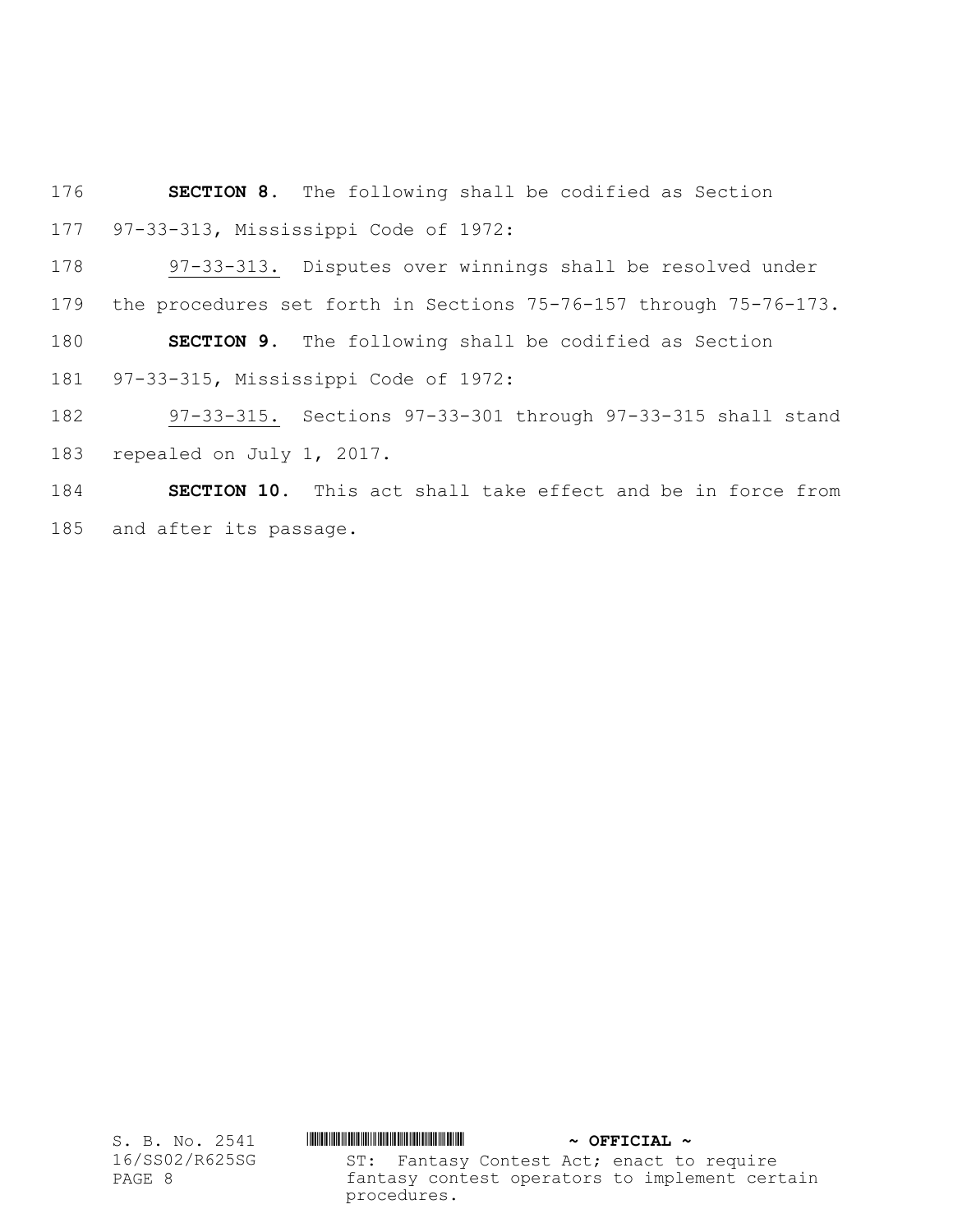**SECTION 8.** The following shall be codified as Section 97-33-313, Mississippi Code of 1972:

97-33-313. Disputes over winnings shall be resolved under the procedures set forth in Sections 75-76-157 through 75-76-173.

**SECTION 9.** The following shall be codified as Section 97-33-315, Mississippi Code of 1972:

97-33-315. Sections 97-33-301 through 97-33-315 shall stand repealed on July 1, 2017.

**SECTION 10.** This act shall take effect and be in force from and after its passage.